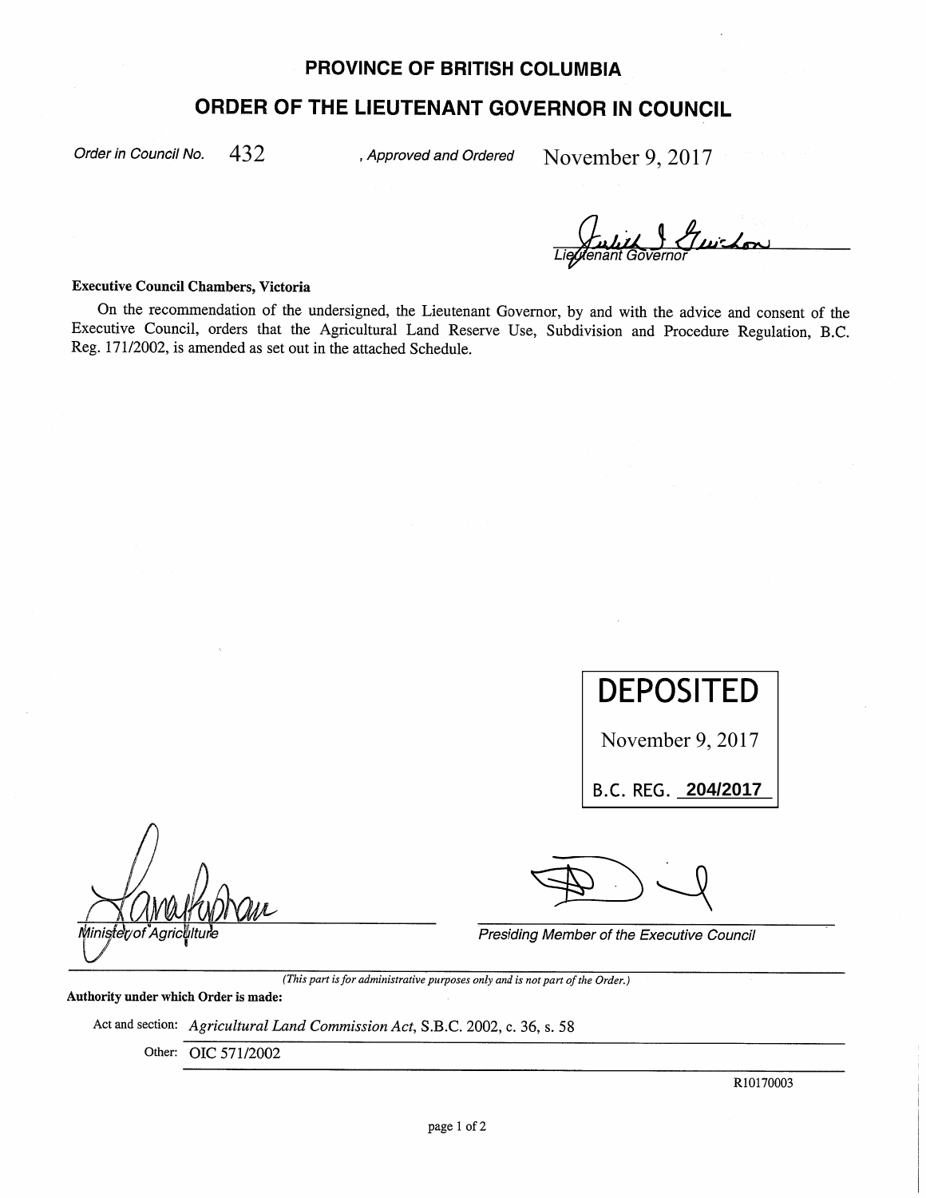# PROVINCE OF BRITISH COLUMBIA

## ORDER OF THE LIEUTENANT GOVERNOR IN COUNCIL

*Order in Council No.* 432 , *Approved and Ordered* November 9, 2017

*Lieutenant Governor*

**Executive Council Chambers, Victoria**

On the recommendation of the undersigned, the Lieutenant Governor, by and with the advice and consent of the Executive Council, orders that the Agricultural Land Reserve Use, Subdivision and Procedure Regulation, B.C. Reg. 171/2002, is amended as set out in the attached Schedule.

**DEPOSITED**

November 9, 2017

B.C. REG. **204/2017**

*Minister of Agriculture*

*Presiding Member of the Executive Council*

*(This part is for administrative purposes only and is not part of the Order.)*

**Authority under which Order is made:**

Act and section: *Agricultural Land Commission Act*, S.B.C. 2002, c. 36, s. 58

Other: OIC 571/2002

R10170003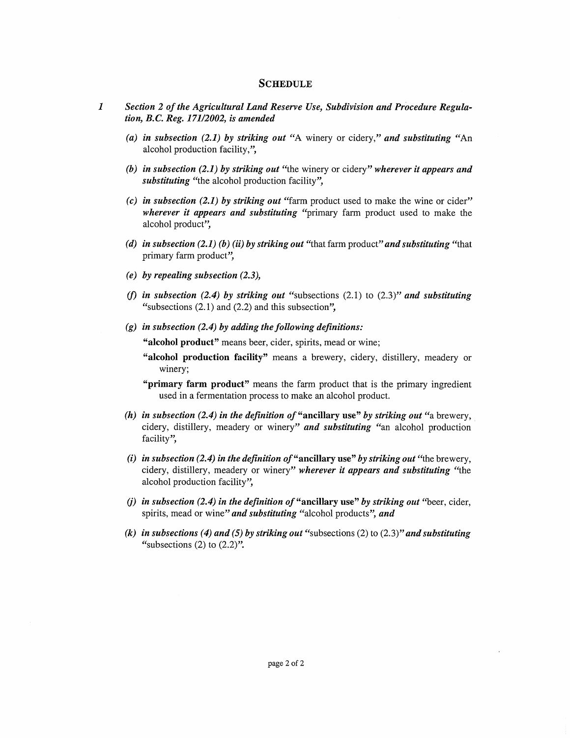## SCHEDULE

**1** *Section 2 of the Agricultural Land Reserve Use, Subdivision and Procedure Regulation, B.C. Reg. 171/2002, is amended*

*(a) in subsection (2.1) by striking out* "A winery or cidery," *and substituting* "An alcohol production facility,",

*(b) in subsection (2.1) by striking out* "the winery or cidery" *wherever it appears and substituting* "the alcohol production facility",

*(c) in subsection (2.1) by striking out* "farm product used to make the wine or cider" *wherever it appears and substituting* "primary farm product used to make the alcohol product",

*(d) in subsection (2.1) (b) (ii) by striking out* "that farm product" *and substituting* "that primary farm product",

*(e) by repealing subsection (2.3),*

*(f) in subsection (2.4) by striking out* "subsections (2.1) to (2.3)" *and substituting* "subsections (2.1) and (2.2) and this subsection",

*(g) in subsection (2.4) by adding the following definitions:*

**"alcohol product"** means beer, cider, spirits, mead or wine;

**"alcohol production facility"** means a brewery, cidery, distillery, meadery or winery;

**"primary farm product"** means the farm product that is the primary ingredient used in a fermentation process to make an alcohol product.

*(h) in subsection (2.4) in the definition of* **"ancillary use"** *by striking out* "a brewery, cidery, distillery, meadery or winery" *and substituting* "an alcohol production facility",

*(i) in subsection (2.4) in the definition of* **"ancillary use"** *by striking out* "the brewery, cidery, distillery, meadery or winery" *wherever it appears and substituting* "the alcohol production facility",

*(j) in subsection (2.4) in the definition of* **"ancillary use"** *by striking out* "beer, cider, spirits, mead or wine" *and substituting* "alcohol products", *and*

*(k) in subsections (4) and (5) by striking out* "subsections (2) to (2.3)" *and substituting* "subsections (2) to (2.2)".